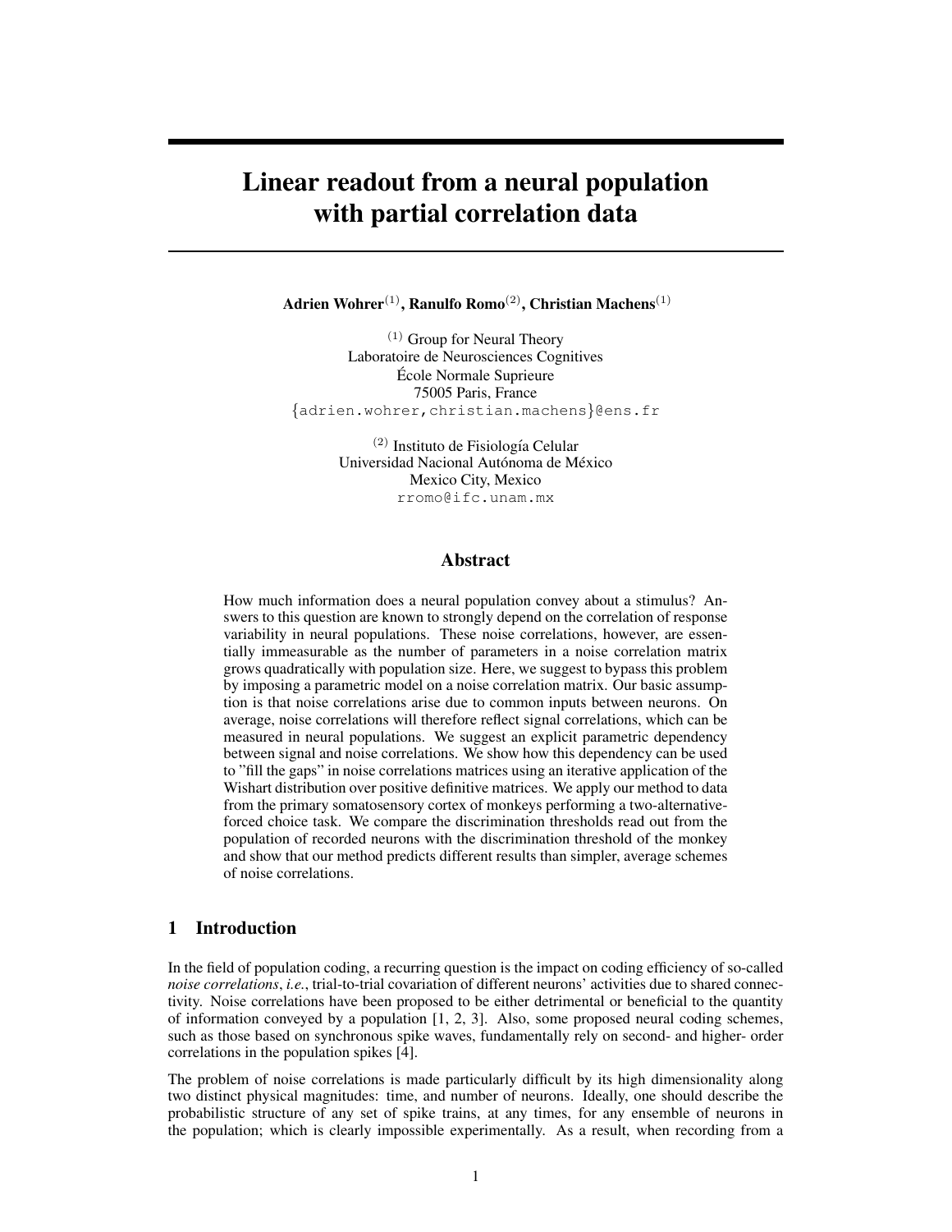# Linear readout from a neural population with partial correlation data

**Adrien Wohrer**[(1)], **Ranulfo Romo**[(2)], **Christian Machens**[(1)]

[(1)] Group for Neural Theory
Laboratoire de Neurosciences Cognitives
École Normale Suprieure
75005 Paris, France
{adrien.wohrer,christian.machens}@ens.fr

[(2)] Instituto de Fisiología Celular
Universidad Nacional Autónoma de México
Mexico City, Mexico
rromo@ifc.unam.mx

## Abstract

How much information does a neural population convey about a stimulus? Answers to this question are known to strongly depend on the correlation of response variability in neural populations. These noise correlations, however, are essentially immeasurable as the number of parameters in a noise correlation matrix grows quadratically with population size. Here, we suggest to bypass this problem by imposing a parametric model on a noise correlation matrix. Our basic assumption is that noise correlations arise due to common inputs between neurons. On average, noise correlations will therefore reflect signal correlations, which can be measured in neural populations. We suggest an explicit parametric dependency between signal and noise correlations. We show how this dependency can be used to "fill the gaps" in noise correlations matrices using an iterative application of the Wishart distribution over positive definitive matrices. We apply our method to data from the primary somatosensory cortex of monkeys performing a two-alternative-forced choice task. We compare the discrimination thresholds read out from the population of recorded neurons with the discrimination threshold of the monkey and show that our method predicts different results than simpler, average schemes of noise correlations.

## 1 Introduction

In the field of population coding, a recurring question is the impact on coding efficiency of so-called *noise correlations*, *i.e.*, trial-to-trial covariation of different neurons' activities due to shared connectivity. Noise correlations have been proposed to be either detrimental or beneficial to the quantity of information conveyed by a population [1, 2, 3]. Also, some proposed neural coding schemes, such as those based on synchronous spike waves, fundamentally rely on second- and higher- order correlations in the population spikes [4].

The problem of noise correlations is made particularly difficult by its high dimensionality along two distinct physical magnitudes: time, and number of neurons. Ideally, one should describe the probabilistic structure of any set of spike trains, at any times, for any ensemble of neurons in the population; which is clearly impossible experimentally. As a result, when recording from a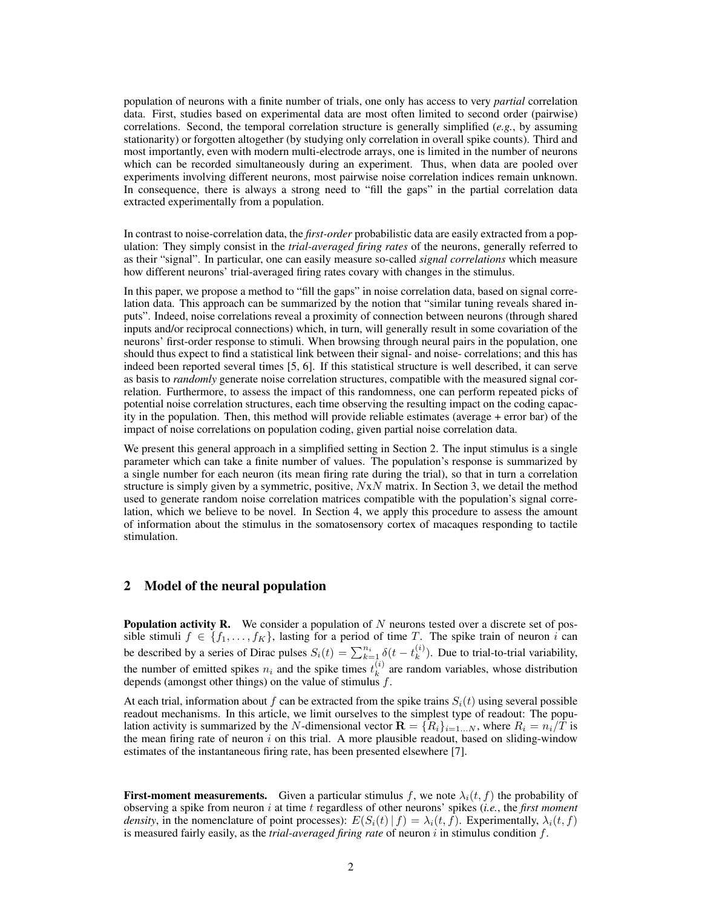population of neurons with a finite number of trials, one only has access to very *partial* correlation data. First, studies based on experimental data are most often limited to second order (pairwise) correlations. Second, the temporal correlation structure is generally simplified (*e.g.*, by assuming stationarity) or forgotten altogether (by studying only correlation in overall spike counts). Third and most importantly, even with modern multi-electrode arrays, one is limited in the number of neurons which can be recorded simultaneously during an experiment. Thus, when data are pooled over experiments involving different neurons, most pairwise noise correlation indices remain unknown. In consequence, there is always a strong need to "fill the gaps" in the partial correlation data extracted experimentally from a population.

In contrast to noise-correlation data, the ***first-order*** probabilistic data are easily extracted from a population: They simply consist in the *trial-averaged firing rates* of the neurons, generally referred to as their "signal". In particular, one can easily measure so-called *signal correlations* which measure how different neurons' trial-averaged firing rates covary with changes in the stimulus.

In this paper, we propose a method to "fill the gaps" in noise correlation data, based on signal correlation data. This approach can be summarized by the notion that "similar tuning reveals shared inputs". Indeed, noise correlations reveal a proximity of connection between neurons (through shared inputs and/or reciprocal connections) which, in turn, will generally result in some covariation of the neurons' first-order response to stimuli. When browsing through neural pairs in the population, one should thus expect to find a statistical link between their signal- and noise- correlations; and this has indeed been reported several times [5, 6]. If this statistical structure is well described, it can serve as basis to *randomly* generate noise correlation structures, compatible with the measured signal correlation. Furthermore, to assess the impact of this randomness, one can perform repeated picks of potential noise correlation structures, each time observing the resulting impact on the coding capacity in the population. Then, this method will provide reliable estimates (average + error bar) of the impact of noise correlations on population coding, given partial noise correlation data.

We present this general approach in a simplified setting in Section 2. The input stimulus is a single parameter which can take a finite number of values. The population's response is summarized by a single number for each neuron (its mean firing rate during the trial), so that in turn a correlation structure is simply given by a symmetric, positive, $N$x$N$ matrix. In Section 3, we detail the method used to generate random noise correlation matrices compatible with the population's signal correlation, which we believe to be novel. In Section 4, we apply this procedure to assess the amount of information about the stimulus in the somatosensory cortex of macaques responding to tactile stimulation.

## 2 Model of the neural population

**Population activity R.** We consider a population of $N$ neurons tested over a discrete set of possible stimuli $f \in \{f_1, \ldots, f_K\}$, lasting for a period of time $T$. The spike train of neuron $i$ can be described by a series of Dirac pulses $S_i(t) = \sum_{k=1}^{n_i} \delta(t - t_k^{(i)})$. Due to trial-to-trial variability, the number of emitted spikes $n_i$ and the spike times $t_k^{(i)}$ are random variables, whose distribution depends (amongst other things) on the value of stimulus $f$.

At each trial, information about $f$ can be extracted from the spike trains $S_i(t)$ using several possible readout mechanisms. In this article, we limit ourselves to the simplest type of readout: The population activity is summarized by the $N$-dimensional vector $\mathbf{R} = \{R_i\}_{i=1\ldots N}$, where $R_i = n_i/T$ is the mean firing rate of neuron $i$ on this trial. A more plausible readout, based on sliding-window estimates of the instantaneous firing rate, has been presented elsewhere [7].

**First-moment measurements.** Given a particular stimulus $f$, we note $\lambda_i(t, f)$ the probability of observing a spike from neuron $i$ at time $t$ regardless of other neurons' spikes (*i.e.*, the ***first moment density***, in the nomenclature of point processes): $E(S_i(t) \,|\, f) = \lambda_i(t, f)$. Experimentally, $\lambda_i(t, f)$ is measured fairly easily, as the *trial-averaged firing rate* of neuron $i$ in stimulus condition $f$.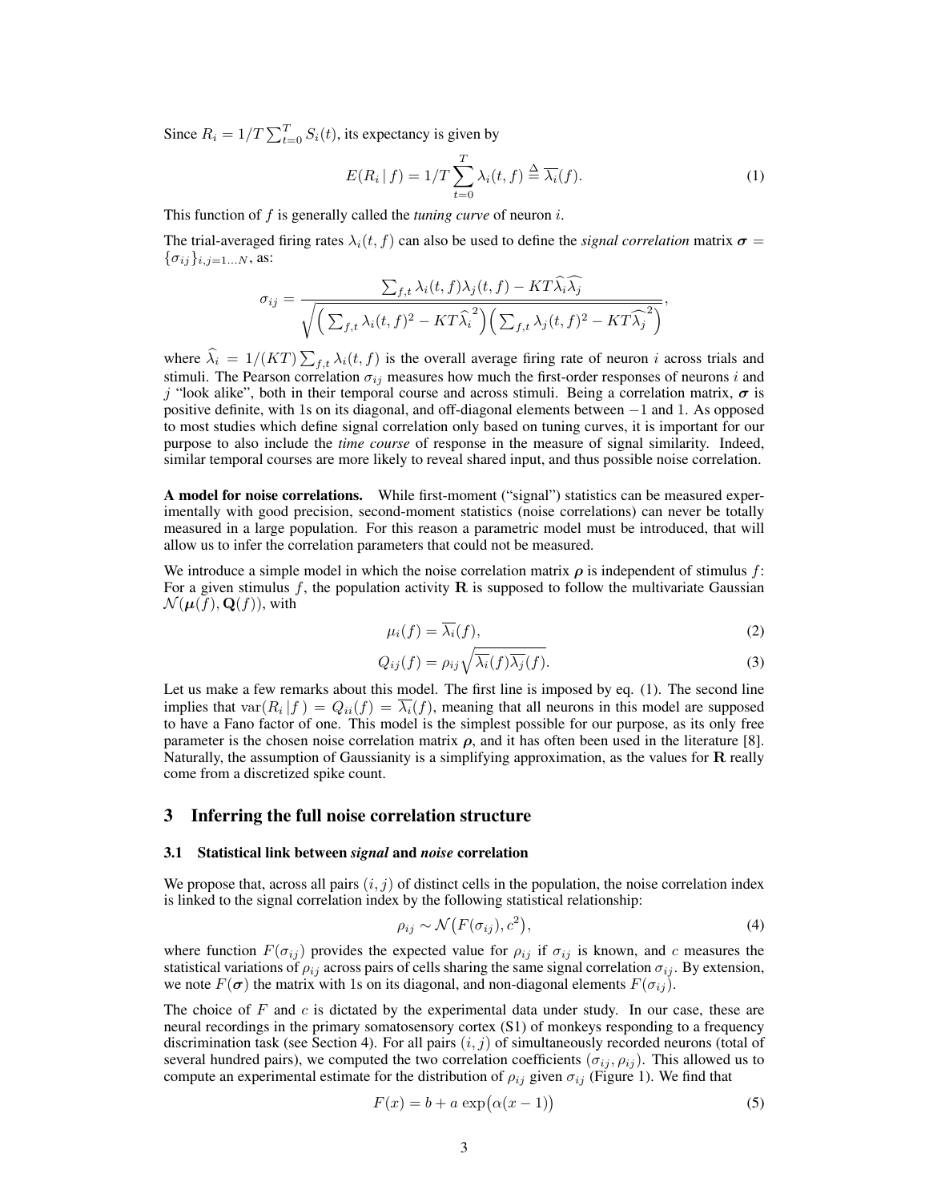Since $R_i = 1/T \sum_{t=0}^{T} S_i(t)$, its expectancy is given by

$$E(R_i \,|\, f) = 1/T \sum_{t=0}^{T} \lambda_i(t, f) \stackrel{\Delta}{=} \overline{\lambda_i}(f). \tag{1}$$

This function of $f$ is generally called the *tuning curve* of neuron $i$.

The trial-averaged firing rates $\lambda_i(t, f)$ can also be used to define the *signal correlation* matrix $\boldsymbol{\sigma} = \{\sigma_{ij}\}_{i,j=1...N}$, as:

$$\sigma_{ij} = \frac{\sum_{f,t} \lambda_i(t,f)\lambda_j(t,f) - KT\widehat{\lambda_i}\widehat{\lambda_j}}{\sqrt{\Big(\sum_{f,t} \lambda_i(t,f)^2 - KT\widehat{\lambda_i}^2\Big)\Big(\sum_{f,t} \lambda_j(t,f)^2 - KT\widehat{\lambda_j}^2\Big)}},$$

where $\widehat{\lambda_i} = 1/(KT) \sum_{f,t} \lambda_i(t, f)$ is the overall average firing rate of neuron $i$ across trials and stimuli. The Pearson correlation $\sigma_{ij}$ measures how much the first-order responses of neurons $i$ and $j$ "look alike", both in their temporal course and across stimuli. Being a correlation matrix, $\boldsymbol{\sigma}$ is positive definite, with 1s on its diagonal, and off-diagonal elements between $-1$ and 1. As opposed to most studies which define signal correlation only based on tuning curves, it is important for our purpose to also include the *time course* of response in the measure of signal similarity. Indeed, similar temporal courses are more likely to reveal shared input, and thus possible noise correlation.

**A model for noise correlations.** While first-moment ("signal") statistics can be measured experimentally with good precision, second-moment statistics (noise correlations) can never be totally measured in a large population. For this reason a parametric model must be introduced, that will allow us to infer the correlation parameters that could not be measured.

We introduce a simple model in which the noise correlation matrix $\boldsymbol{\rho}$ is independent of stimulus $f$: For a given stimulus $f$, the population activity $\mathbf{R}$ is supposed to follow the multivariate Gaussian $\mathcal{N}(\boldsymbol{\mu}(f), \mathbf{Q}(f))$, with

$$\mu_i(f) = \overline{\lambda_i}(f), \tag{2}$$

$$Q_{ij}(f) = \rho_{ij}\sqrt{\overline{\lambda_i}(f)\overline{\lambda_j}(f)}. \tag{3}$$

Let us make a few remarks about this model. The first line is imposed by eq. (1). The second line implies that $\mathrm{var}(R_i \,|\, f) = Q_{ii}(f) = \overline{\lambda_i}(f)$, meaning that all neurons in this model are supposed to have a Fano factor of one. This model is the simplest possible for our purpose, as its only free parameter is the chosen noise correlation matrix $\boldsymbol{\rho}$, and it has often been used in the literature [8]. Naturally, the assumption of Gaussianity is a simplifying approximation, as the values for $\mathbf{R}$ really come from a discretized spike count.

## 3 Inferring the full noise correlation structure

### 3.1 Statistical link between *signal* and *noise* correlation

We propose that, across all pairs $(i, j)$ of distinct cells in the population, the noise correlation index is linked to the signal correlation index by the following statistical relationship:

$$\rho_{ij} \sim \mathcal{N}\big(F(\sigma_{ij}), c^2\big), \tag{4}$$

where function $F(\sigma_{ij})$ provides the expected value for $\rho_{ij}$ if $\sigma_{ij}$ is known, and $c$ measures the statistical variations of $\rho_{ij}$ across pairs of cells sharing the same signal correlation $\sigma_{ij}$. By extension, we note $F(\boldsymbol{\sigma})$ the matrix with 1s on its diagonal, and non-diagonal elements $F(\sigma_{ij})$.

The choice of $F$ and $c$ is dictated by the experimental data under study. In our case, these are neural recordings in the primary somatosensory cortex (S1) of monkeys responding to a frequency discrimination task (see Section 4). For all pairs $(i, j)$ of simultaneously recorded neurons (total of several hundred pairs), we computed the two correlation coefficients $(\sigma_{ij}, \rho_{ij})$. This allowed us to compute an experimental estimate for the distribution of $\rho_{ij}$ given $\sigma_{ij}$ (Figure 1). We find that

$$F(x) = b + a \exp\big(\alpha(x - 1)\big) \tag{5}$$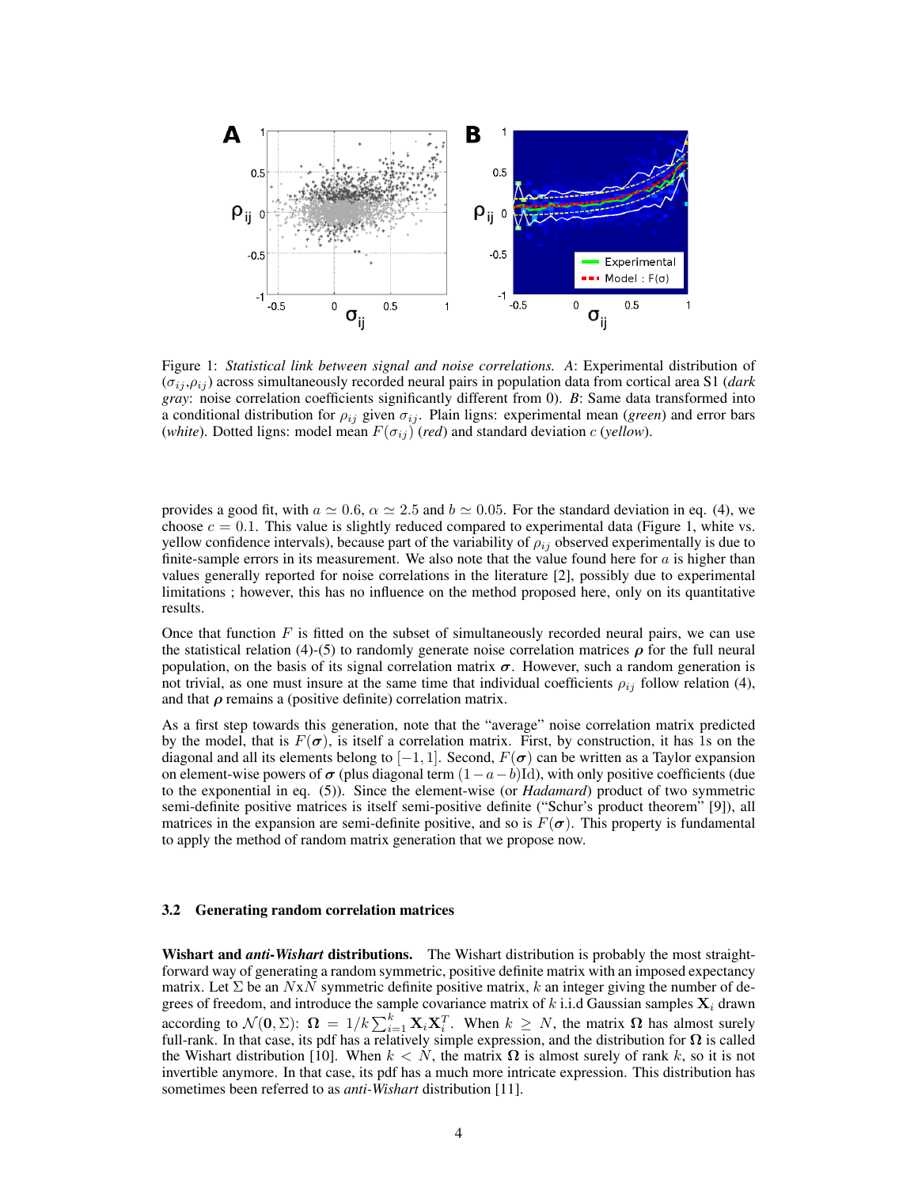Figure 1: *Statistical link between signal and noise correlations.* *A*: Experimental distribution of $(\sigma_{ij},\rho_{ij})$ across simultaneously recorded neural pairs in population data from cortical area S1 (*dark gray*: noise correlation coefficients significantly different from 0). *B*: Same data transformed into a conditional distribution for $\rho_{ij}$ given $\sigma_{ij}$. Plain ligns: experimental mean (*green*) and error bars (*white*). Dotted ligns: model mean $F(\sigma_{ij})$ (*red*) and standard deviation $c$ (*yellow*).

provides a good fit, with $a \simeq 0.6$, $\alpha \simeq 2.5$ and $b \simeq 0.05$. For the standard deviation in eq. (4), we choose $c = 0.1$. This value is slightly reduced compared to experimental data (Figure 1, white vs. yellow confidence intervals), because part of the variability of $\rho_{ij}$ observed experimentally is due to finite-sample errors in its measurement. We also note that the value found here for $a$ is higher than values generally reported for noise correlations in the literature [2], possibly due to experimental limitations ; however, this has no influence on the method proposed here, only on its quantitative results.

Once that function $F$ is fitted on the subset of simultaneously recorded neural pairs, we can use the statistical relation (4)-(5) to randomly generate noise correlation matrices $\boldsymbol{\rho}$ for the full neural population, on the basis of its signal correlation matrix $\boldsymbol{\sigma}$. However, such a random generation is not trivial, as one must insure at the same time that individual coefficients $\rho_{ij}$ follow relation (4), and that $\boldsymbol{\rho}$ remains a (positive definite) correlation matrix.

As a first step towards this generation, note that the "average" noise correlation matrix predicted by the model, that is $F(\boldsymbol{\sigma})$, is itself a correlation matrix. First, by construction, it has 1s on the diagonal and all its elements belong to $[-1, 1]$. Second, $F(\boldsymbol{\sigma})$ can be written as a Taylor expansion on element-wise powers of $\boldsymbol{\sigma}$ (plus diagonal term $(1-a-b)\mathrm{Id}$), with only positive coefficients (due to the exponential in eq. (5)). Since the element-wise (or *Hadamard*) product of two symmetric semi-definite positive matrices is itself semi-positive definite ("Schur's product theorem" [9]), all matrices in the expansion are semi-definite positive, and so is $F(\boldsymbol{\sigma})$. This property is fundamental to apply the method of random matrix generation that we propose now.

### 3.2 Generating random correlation matrices

**Wishart and *anti-Wishart* distributions.** The Wishart distribution is probably the most straightforward way of generating a random symmetric, positive definite matrix with an imposed expectancy matrix. Let $\Sigma$ be an $N$x$N$ symmetric definite positive matrix, $k$ an integer giving the number of degrees of freedom, and introduce the sample covariance matrix of $k$ i.i.d Gaussian samples $\mathbf{X}_i$ drawn according to $\mathcal{N}(\mathbf{0}, \Sigma)$: $\boldsymbol{\Omega} = 1/k \sum_{i=1}^{k} \mathbf{X}_i \mathbf{X}_i^T$. When $k \geq N$, the matrix $\boldsymbol{\Omega}$ has almost surely full-rank. In that case, its pdf has a relatively simple expression, and the distribution for $\boldsymbol{\Omega}$ is called the Wishart distribution [10]. When $k < N$, the matrix $\boldsymbol{\Omega}$ is almost surely of rank $k$, so it is not invertible anymore. In that case, its pdf has a much more intricate expression. This distribution has sometimes been referred to as *anti-Wishart* distribution [11].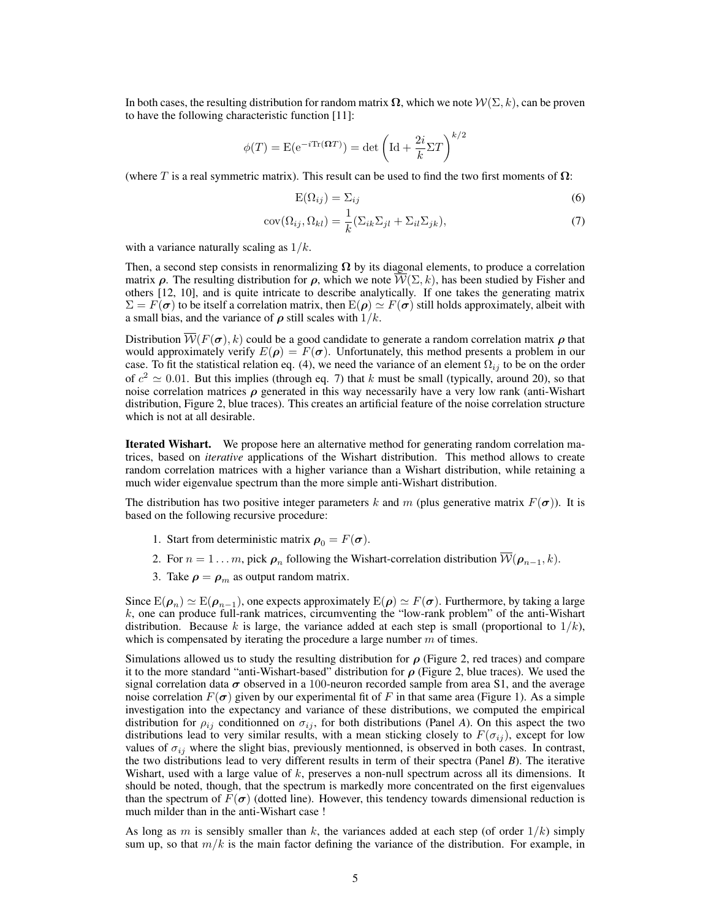In both cases, the resulting distribution for random matrix $\mathbf{\Omega}$, which we note $\mathcal{W}(\Sigma, k)$, can be proven to have the following characteristic function [11]:

$$\phi(T) = \mathrm{E}(\mathrm{e}^{-i\mathrm{Tr}(\mathbf{\Omega}T)}) = \det\left(\mathrm{Id} + \frac{2i}{k}\Sigma T\right)^{k/2}$$

(where $T$ is a real symmetric matrix). This result can be used to find the two first moments of $\mathbf{\Omega}$:

$$\mathrm{E}(\Omega_{ij}) = \Sigma_{ij} \tag{6}$$

$$\mathrm{cov}(\Omega_{ij}, \Omega_{kl}) = \frac{1}{k}(\Sigma_{ik}\Sigma_{jl} + \Sigma_{il}\Sigma_{jk}), \tag{7}$$

with a variance naturally scaling as $1/k$.

Then, a second step consists in renormalizing $\mathbf{\Omega}$ by its diagonal elements, to produce a correlation matrix $\boldsymbol{\rho}$. The resulting distribution for $\rho$, which we note $\overline{\mathcal{W}}(\Sigma, k)$, has been studied by Fisher and others [12, 10], and is quite intricate to describe analytically. If one takes the generating matrix $\Sigma = F(\boldsymbol{\sigma})$ to be itself a correlation matrix, then $\mathrm{E}(\boldsymbol{\rho}) \simeq F(\boldsymbol{\sigma})$ still holds approximately, albeit with a small bias, and the variance of $\boldsymbol{\rho}$ still scales with $1/k$.

Distribution $\overline{\mathcal{W}}(F(\boldsymbol{\sigma}), k)$ could be a good candidate to generate a random correlation matrix $\boldsymbol{\rho}$ that would approximately verify $E(\boldsymbol{\rho}) = F(\boldsymbol{\sigma})$. Unfortunately, this method presents a problem in our case. To fit the statistical relation eq. (4), we need the variance of an element $\Omega_{ij}$ to be on the order of $c^2 \simeq 0.01$. But this implies (through eq. 7) that $k$ must be small (typically, around 20), so that noise correlation matrices $\boldsymbol{\rho}$ generated in this way necessarily have a very low rank (anti-Wishart distribution, Figure 2, blue traces). This creates an artificial feature of the noise correlation structure which is not at all desirable.

**Iterated Wishart.** We propose here an alternative method for generating random correlation matrices, based on *iterative* applications of the Wishart distribution. This method allows to create random correlation matrices with a higher variance than a Wishart distribution, while retaining a much wider eigenvalue spectrum than the more simple anti-Wishart distribution.

The distribution has two positive integer parameters $k$ and $m$ (plus generative matrix $F(\boldsymbol{\sigma})$). It is based on the following recursive procedure:

1. Start from deterministic matrix $\boldsymbol{\rho}_0 = F(\boldsymbol{\sigma})$.
2. For $n = 1 \dots m$, pick $\boldsymbol{\rho}_n$ following the Wishart-correlation distribution $\overline{\mathcal{W}}(\boldsymbol{\rho}_{n-1}, k)$.
3. Take $\boldsymbol{\rho} = \boldsymbol{\rho}_m$ as output random matrix.

Since $\mathrm{E}(\boldsymbol{\rho}_n) \simeq \mathrm{E}(\boldsymbol{\rho}_{n-1})$, one expects approximately $\mathrm{E}(\boldsymbol{\rho}) \simeq F(\boldsymbol{\sigma})$. Furthermore, by taking a large $k$, one can produce full-rank matrices, circumventing the "low-rank problem" of the anti-Wishart distribution. Because $k$ is large, the variance added at each step is small (proportional to $1/k$), which is compensated by iterating the procedure a large number $m$ of times.

Simulations allowed us to study the resulting distribution for $\boldsymbol{\rho}$ (Figure 2, red traces) and compare it to the more standard "anti-Wishart-based" distribution for $\boldsymbol{\rho}$ (Figure 2, blue traces). We used the signal correlation data $\boldsymbol{\sigma}$ observed in a 100-neuron recorded sample from area S1, and the average noise correlation $F(\boldsymbol{\sigma})$ given by our experimental fit of $F$ in that same area (Figure 1). As a simple investigation into the expectancy and variance of these distributions, we computed the empirical distribution for $\rho_{ij}$ conditionned on $\sigma_{ij}$, for both distributions (Panel *A*). On this aspect the two distributions lead to very similar results, with a mean sticking closely to $F(\sigma_{ij})$, except for low values of $\sigma_{ij}$ where the slight bias, previously mentionned, is observed in both cases. In contrast, the two distributions lead to very different results in term of their spectra (Panel *B*). The iterative Wishart, used with a large value of $k$, preserves a non-null spectrum across all its dimensions. It should be noted, though, that the spectrum is markedly more concentrated on the first eigenvalues than the spectrum of $F(\boldsymbol{\sigma})$ (dotted line). However, this tendency towards dimensional reduction is much milder than in the anti-Wishart case !

As long as $m$ is sensibly smaller than $k$, the variances added at each step (of order $1/k$) simply sum up, so that $m/k$ is the main factor defining the variance of the distribution. For example, in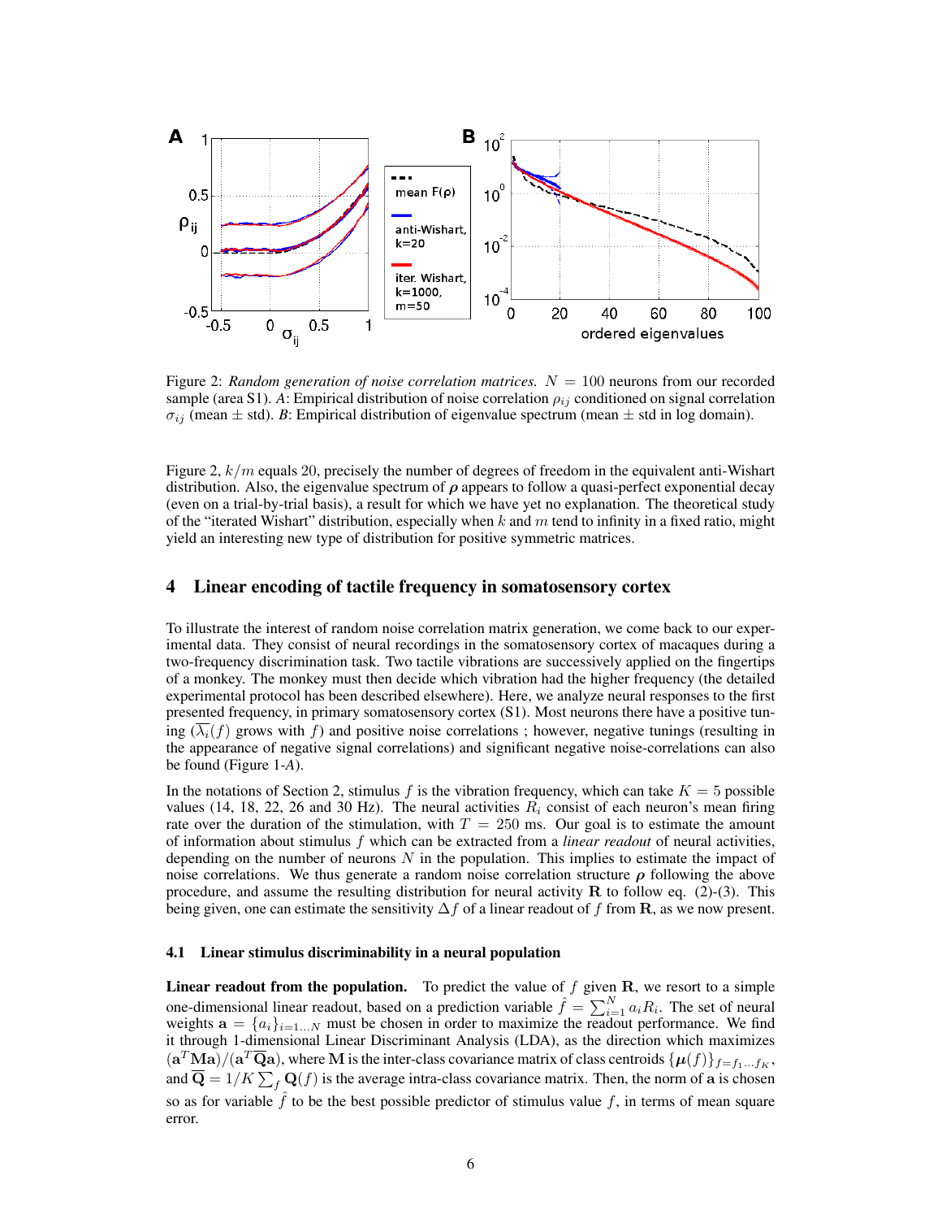Figure 2: *Random generation of noise correlation matrices.* $N = 100$ neurons from our recorded sample (area S1). *A*: Empirical distribution of noise correlation $\rho_{ij}$ conditioned on signal correlation $\sigma_{ij}$ (mean $\pm$ std). *B*: Empirical distribution of eigenvalue spectrum (mean $\pm$ std in log domain).

Figure 2, $k/m$ equals 20, precisely the number of degrees of freedom in the equivalent anti-Wishart distribution. Also, the eigenvalue spectrum of $\boldsymbol{\rho}$ appears to follow a quasi-perfect exponential decay (even on a trial-by-trial basis), a result for which we have yet no explanation. The theoretical study of the "iterated Wishart" distribution, especially when $k$ and $m$ tend to infinity in a fixed ratio, might yield an interesting new type of distribution for positive symmetric matrices.

## 4 Linear encoding of tactile frequency in somatosensory cortex

To illustrate the interest of random noise correlation matrix generation, we come back to our experimental data. They consist of neural recordings in the somatosensory cortex of macaques during a two-frequency discrimination task. Two tactile vibrations are successively applied on the fingertips of a monkey. The monkey must then decide which vibration had the higher frequency (the detailed experimental protocol has been described elsewhere). Here, we analyze neural responses to the first presented frequency, in primary somatosensory cortex (S1). Most neurons there have a positive tuning ($\overline{\lambda_i}(f)$ grows with $f$) and positive noise correlations ; however, negative tunings (resulting in the appearance of negative signal correlations) and significant negative noise-correlations can also be found (Figure 1-*A*).

In the notations of Section 2, stimulus $f$ is the vibration frequency, which can take $K = 5$ possible values (14, 18, 22, 26 and 30 Hz). The neural activities $R_i$ consist of each neuron's mean firing rate over the duration of the stimulation, with $T = 250$ ms. Our goal is to estimate the amount of information about stimulus $f$ which can be extracted from a *linear readout* of neural activities, depending on the number of neurons $N$ in the population. This implies to estimate the impact of noise correlations. We thus generate a random noise correlation structure $\boldsymbol{\rho}$ following the above procedure, and assume the resulting distribution for neural activity $\mathbf{R}$ to follow eq. (2)-(3). This being given, one can estimate the sensitivity $\Delta f$ of a linear readout of $f$ from $\mathbf{R}$, as we now present.

### 4.1 Linear stimulus discriminability in a neural population

**Linear readout from the population.** To predict the value of $f$ given $\mathbf{R}$, we resort to a simple one-dimensional linear readout, based on a prediction variable $\hat{f} = \sum_{i=1}^{N} a_i R_i$. The set of neural weights $\mathbf{a} = \{a_i\}_{i=1...N}$ must be chosen in order to maximize the readout performance. We find it through 1-dimensional Linear Discriminant Analysis (LDA), as the direction which maximizes $(\mathbf{a}^T \mathbf{M} \mathbf{a})/(\mathbf{a}^T \overline{\mathbf{Q}} \mathbf{a})$, where $\mathbf{M}$ is the inter-class covariance matrix of class centroids $\{\boldsymbol{\mu}(f)\}_{f=f_1...f_K}$, and $\overline{\mathbf{Q}} = 1/K \sum_f \mathbf{Q}(f)$ is the average intra-class covariance matrix. Then, the norm of $\mathbf{a}$ is chosen so as for variable $\hat{f}$ to be the best possible predictor of stimulus value $f$, in terms of mean square error.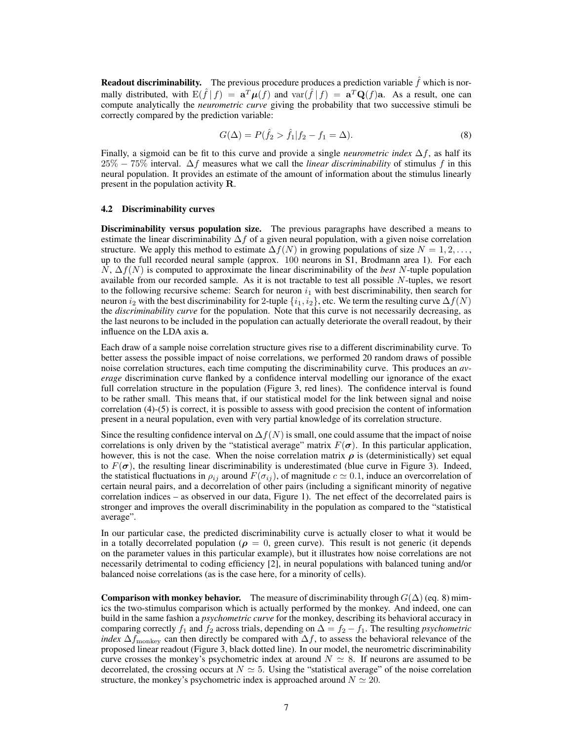**Readout discriminability.** The previous procedure produces a prediction variable $\hat{f}$ which is normally distributed, with $\mathrm{E}(\hat{f} \,|\, f) = \mathbf{a}^T \boldsymbol{\mu}(f)$ and $\mathrm{var}(\hat{f} \,|\, f) = \mathbf{a}^T \mathbf{Q}(f) \mathbf{a}$. As a result, one can compute analytically the *neurometric curve* giving the probability that two successive stimuli be correctly compared by the prediction variable:

$$G(\Delta) = P(\hat{f}_2 > \hat{f}_1 | f_2 - f_1 = \Delta). \tag{8}$$

Finally, a sigmoid can be fit to this curve and provide a single *neurometric index* $\Delta f$, as half its $25\% - 75\%$ interval. $\Delta f$ measures what we call the *linear discriminability* of stimulus $f$ in this neural population. It provides an estimate of the amount of information about the stimulus linearly present in the population activity $\mathbf{R}$.

### 4.2 Discriminability curves

**Discriminability versus population size.** The previous paragraphs have described a means to estimate the linear discriminability $\Delta f$ of a given neural population, with a given noise correlation structure. We apply this method to estimate $\Delta f(N)$ in growing populations of size $N = 1, 2, \ldots,$ up to the full recorded neural sample (approx. 100 neurons in S1, Brodmann area 1). For each $N$, $\Delta f(N)$ is computed to approximate the linear discriminability of the *best* $N$-tuple population available from our recorded sample. As it is not tractable to test all possible $N$-tuples, we resort to the following recursive scheme: Search for neuron $i_1$ with best discriminability, then search for neuron $i_2$ with the best discriminability for 2-tuple $\{i_1, i_2\}$, etc. We term the resulting curve $\Delta f(N)$ the *discriminability curve* for the population. Note that this curve is not necessarily decreasing, as the last neurons to be included in the population can actually deteriorate the overall readout, by their influence on the LDA axis $\mathbf{a}$.

Each draw of a sample noise correlation structure gives rise to a different discriminability curve. To better assess the possible impact of noise correlations, we performed 20 random draws of possible noise correlation structures, each time computing the discriminability curve. This produces an *average* discrimination curve flanked by a confidence interval modelling our ignorance of the exact full correlation structure in the population (Figure 3, red lines). The confidence interval is found to be rather small. This means that, if our statistical model for the link between signal and noise correlation (4)-(5) is correct, it is possible to assess with good precision the content of information present in a neural population, even with very partial knowledge of its correlation structure.

Since the resulting confidence interval on $\Delta f(N)$ is small, one could assume that the impact of noise correlations is only driven by the "statistical average" matrix $F(\boldsymbol{\sigma})$. In this particular application, however, this is not the case. When the noise correlation matrix $\boldsymbol{\rho}$ is (deterministically) set equal to $F(\boldsymbol{\sigma})$, the resulting linear discriminability is underestimated (blue curve in Figure 3). Indeed, the statistical fluctuations in $\rho_{ij}$ around $F(\sigma_{ij})$, of magnitude $c \simeq 0.1$, induce an overcorrelation of certain neural pairs, and a decorrelation of other pairs (including a significant minority of negative correlation indices – as observed in our data, Figure 1). The net effect of the decorrelated pairs is stronger and improves the overall discriminability in the population as compared to the "statistical average".

In our particular case, the predicted discriminability curve is actually closer to what it would be in a totally decorrelated population ($\boldsymbol{\rho} = 0$, green curve). This result is not generic (it depends on the parameter values in this particular example), but it illustrates how noise correlations are not necessarily detrimental to coding efficiency [2], in neural populations with balanced tuning and/or balanced noise correlations (as is the case here, for a minority of cells).

**Comparison with monkey behavior.** The measure of discriminability through $G(\Delta)$ (eq. 8) mimics the two-stimulus comparison which is actually performed by the monkey. And indeed, one can build in the same fashion a *psychometric curve* for the monkey, describing its behavioral accuracy in comparing correctly $f_1$ and $f_2$ across trials, depending on $\Delta = f_2 - f_1$. The resulting *psychometric index* $\Delta f_{\mathrm{monkey}}$ can then directly be compared with $\Delta f$, to assess the behavioral relevance of the proposed linear readout (Figure 3, black dotted line). In our model, the neurometric discriminability curve crosses the monkey's psychometric index at around $N \simeq 8$. If neurons are assumed to be decorrelated, the crossing occurs at $N \simeq 5$. Using the "statistical average" of the noise correlation structure, the monkey's psychometric index is approached around $N \simeq 20$.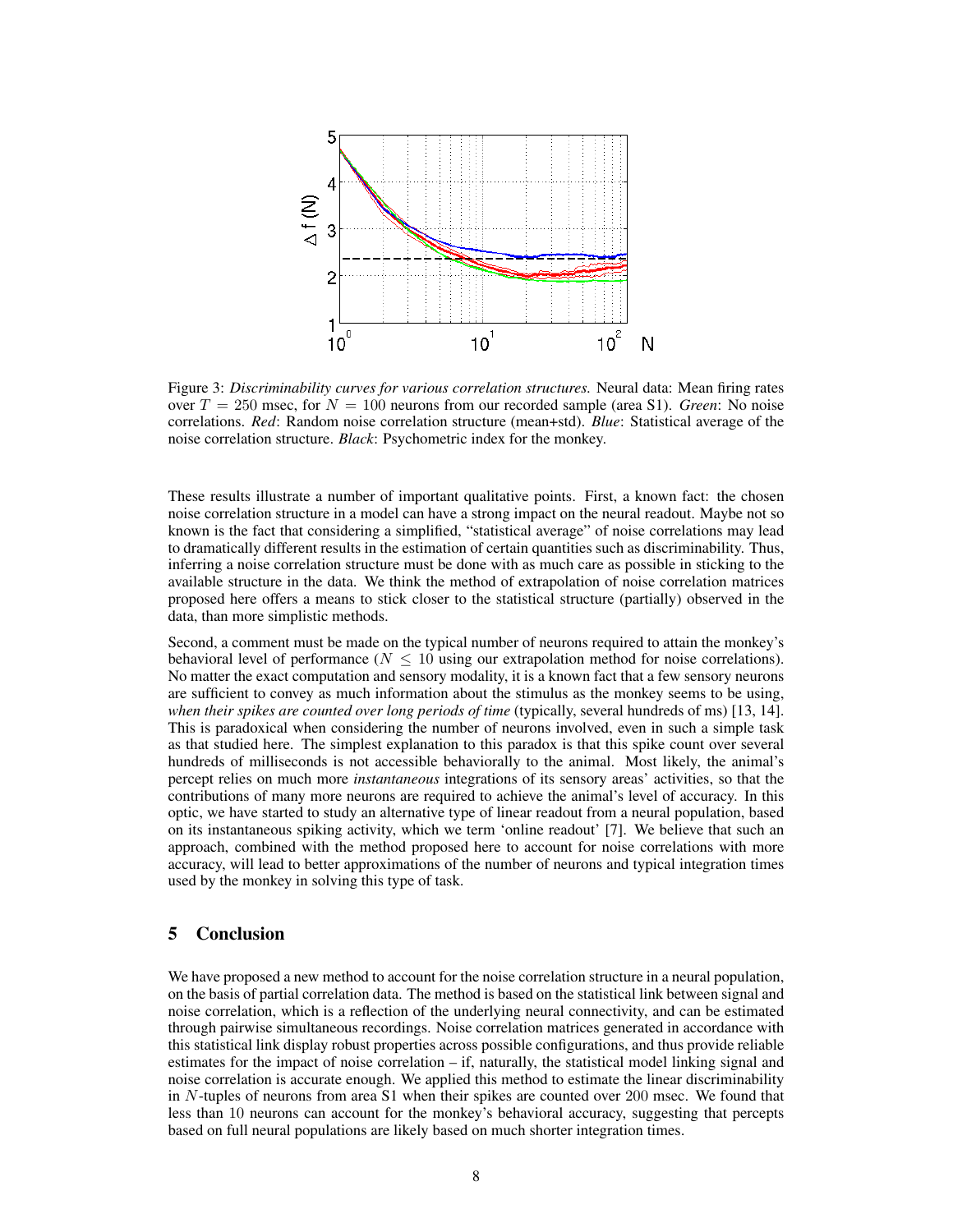Figure 3: *Discriminability curves for various correlation structures.* Neural data: Mean firing rates over $T = 250$ msec, for $N = 100$ neurons from our recorded sample (area S1). *Green*: No noise correlations. *Red*: Random noise correlation structure (mean+std). *Blue*: Statistical average of the noise correlation structure. *Black*: Psychometric index for the monkey.

These results illustrate a number of important qualitative points. First, a known fact: the chosen noise correlation structure in a model can have a strong impact on the neural readout. Maybe not so known is the fact that considering a simplified, "statistical average" of noise correlations may lead to dramatically different results in the estimation of certain quantities such as discriminability. Thus, inferring a noise correlation structure must be done with as much care as possible in sticking to the available structure in the data. We think the method of extrapolation of noise correlation matrices proposed here offers a means to stick closer to the statistical structure (partially) observed in the data, than more simplistic methods.

Second, a comment must be made on the typical number of neurons required to attain the monkey's behavioral level of performance ($N \leq 10$ using our extrapolation method for noise correlations). No matter the exact computation and sensory modality, it is a known fact that a few sensory neurons are sufficient to convey as much information about the stimulus as the monkey seems to be using, *when their spikes are counted over long periods of time* (typically, several hundreds of ms) [13, 14]. This is paradoxical when considering the number of neurons involved, even in such a simple task as that studied here. The simplest explanation to this paradox is that this spike count over several hundreds of milliseconds is not accessible behaviorally to the animal. Most likely, the animal's percept relies on much more *instantaneous* integrations of its sensory areas' activities, so that the contributions of many more neurons are required to achieve the animal's level of accuracy. In this optic, we have started to study an alternative type of linear readout from a neural population, based on its instantaneous spiking activity, which we term 'online readout' [7]. We believe that such an approach, combined with the method proposed here to account for noise correlations with more accuracy, will lead to better approximations of the number of neurons and typical integration times used by the monkey in solving this type of task.

## 5 Conclusion

We have proposed a new method to account for the noise correlation structure in a neural population, on the basis of partial correlation data. The method is based on the statistical link between signal and noise correlation, which is a reflection of the underlying neural connectivity, and can be estimated through pairwise simultaneous recordings. Noise correlation matrices generated in accordance with this statistical link display robust properties across possible configurations, and thus provide reliable estimates for the impact of noise correlation – if, naturally, the statistical model linking signal and noise correlation is accurate enough. We applied this method to estimate the linear discriminability in $N$-tuples of neurons from area S1 when their spikes are counted over 200 msec. We found that less than 10 neurons can account for the monkey's behavioral accuracy, suggesting that percepts based on full neural populations are likely based on much shorter integration times.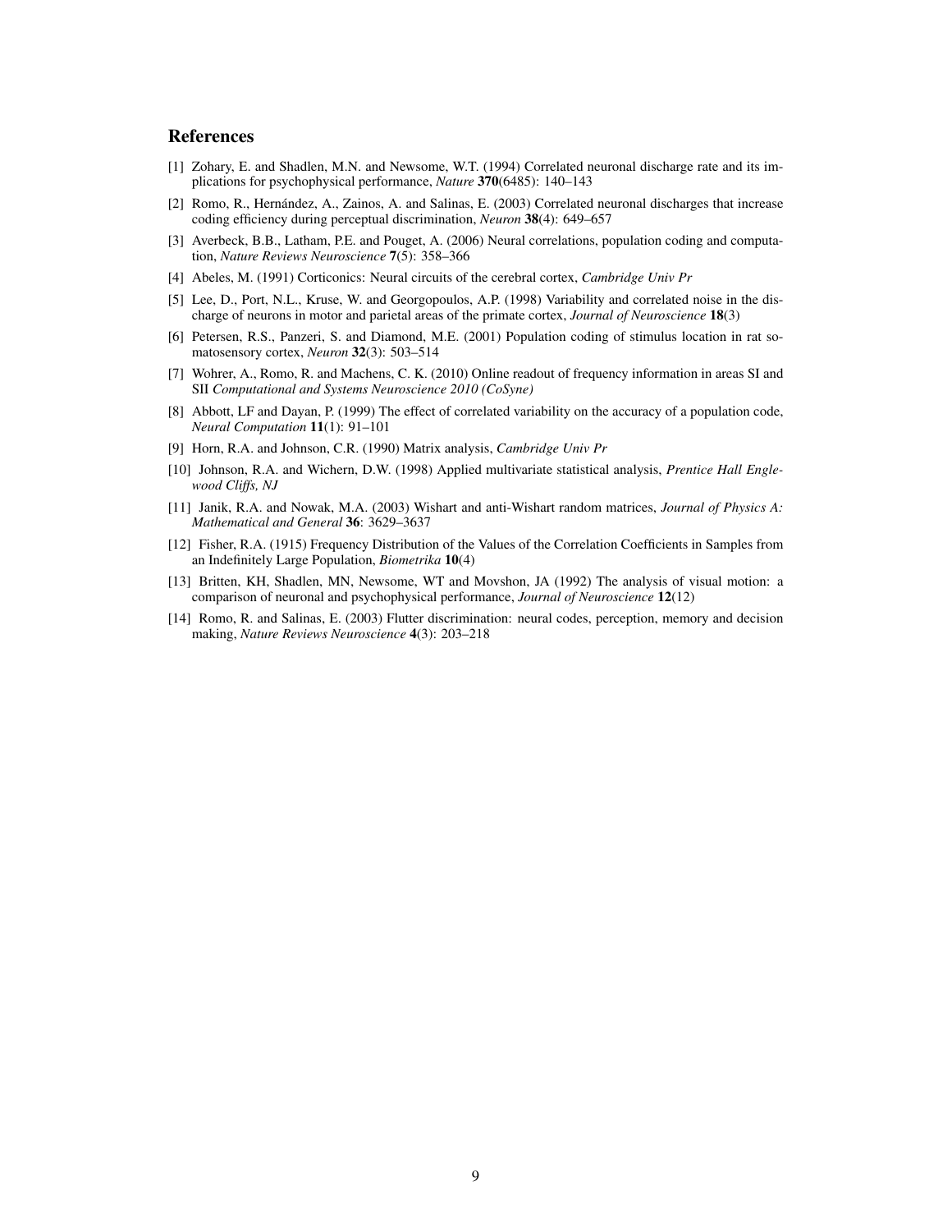## References

[1] Zohary, E. and Shadlen, M.N. and Newsome, W.T. (1994) Correlated neuronal discharge rate and its implications for psychophysical performance, *Nature* **370**(6485): 140–143

[2] Romo, R., Hernández, A., Zainos, A. and Salinas, E. (2003) Correlated neuronal discharges that increase coding efficiency during perceptual discrimination, *Neuron* **38**(4): 649–657

[3] Averbeck, B.B., Latham, P.E. and Pouget, A. (2006) Neural correlations, population coding and computation, *Nature Reviews Neuroscience* **7**(5): 358–366

[4] Abeles, M. (1991) Corticonics: Neural circuits of the cerebral cortex, *Cambridge Univ Pr*

[5] Lee, D., Port, N.L., Kruse, W. and Georgopoulos, A.P. (1998) Variability and correlated noise in the discharge of neurons in motor and parietal areas of the primate cortex, *Journal of Neuroscience* **18**(3)

[6] Petersen, R.S., Panzeri, S. and Diamond, M.E. (2001) Population coding of stimulus location in rat somatosensory cortex, *Neuron* **32**(3): 503–514

[7] Wohrer, A., Romo, R. and Machens, C. K. (2010) Online readout of frequency information in areas SI and SII *Computational and Systems Neuroscience 2010 (CoSyne)*

[8] Abbott, LF and Dayan, P. (1999) The effect of correlated variability on the accuracy of a population code, *Neural Computation* **11**(1): 91–101

[9] Horn, R.A. and Johnson, C.R. (1990) Matrix analysis, *Cambridge Univ Pr*

[10] Johnson, R.A. and Wichern, D.W. (1998) Applied multivariate statistical analysis, *Prentice Hall Englewood Cliffs, NJ*

[11] Janik, R.A. and Nowak, M.A. (2003) Wishart and anti-Wishart random matrices, *Journal of Physics A: Mathematical and General* **36**: 3629–3637

[12] Fisher, R.A. (1915) Frequency Distribution of the Values of the Correlation Coefficients in Samples from an Indefinitely Large Population, *Biometrika* **10**(4)

[13] Britten, KH, Shadlen, MN, Newsome, WT and Movshon, JA (1992) The analysis of visual motion: a comparison of neuronal and psychophysical performance, *Journal of Neuroscience* **12**(12)

[14] Romo, R. and Salinas, E. (2003) Flutter discrimination: neural codes, perception, memory and decision making, *Nature Reviews Neuroscience* **4**(3): 203–218